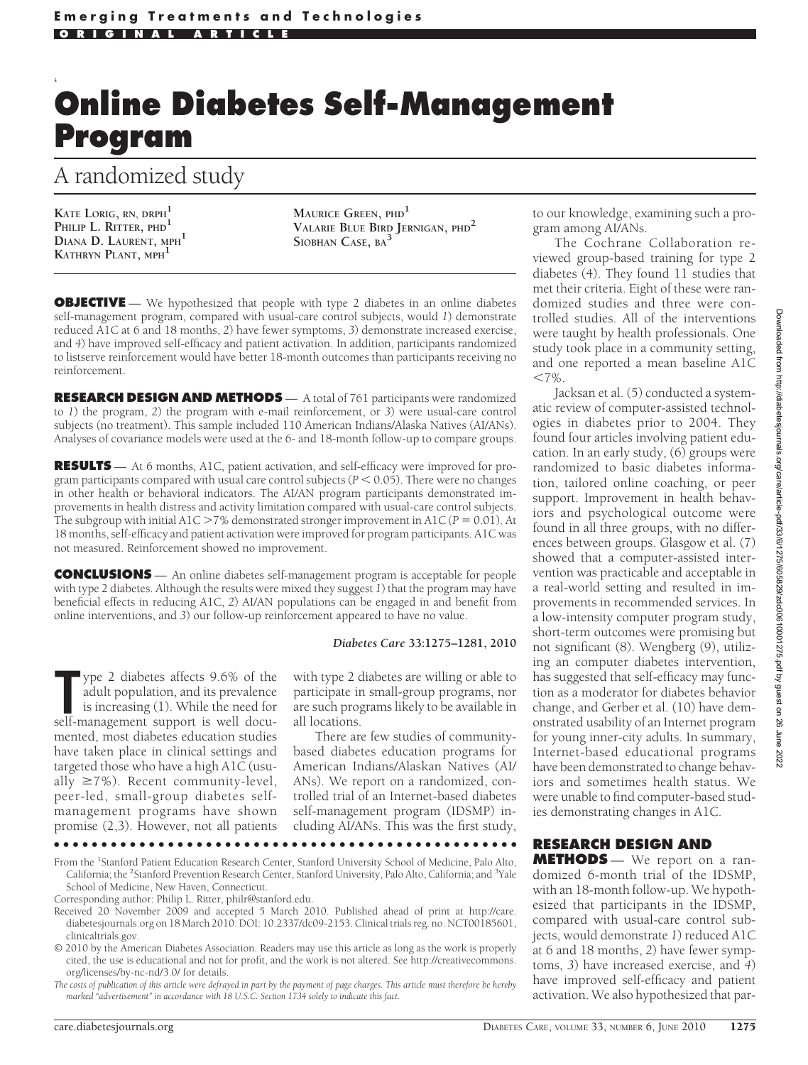Emerging Treatments and Technologies

ORIGINAL ARTICLE

# Online Diabetes Self-Management Program

## A randomized study

KATE LORIG, RN, DRPH[1]
PHILIP L. RITTER, PHD[1]
DIANA D. LAURENT, MPH[1]
KATHRYN PLANT, MPH[1]
MAURICE GREEN, PHD[1]
VALARIE BLUE BIRD JERNIGAN, PHD[2]
SIOBHAN CASE, BA[3]

**OBJECTIVE** — We hypothesized that people with type 2 diabetes in an online diabetes self-management program, compared with usual-care control subjects, would *1*) demonstrate reduced A1C at 6 and 18 months, *2*) have fewer symptoms, *3*) demonstrate increased exercise, and *4*) have improved self-efficacy and patient activation. In addition, participants randomized to listserve reinforcement would have better 18-month outcomes than participants receiving no reinforcement.

**RESEARCH DESIGN AND METHODS** — A total of 761 participants were randomized to *1*) the program, *2*) the program with e-mail reinforcement, or *3*) were usual-care control subjects (no treatment). This sample included 110 American Indians/Alaska Natives (AI/ANs). Analyses of covariance models were used at the 6- and 18-month follow-up to compare groups.

**RESULTS** — At 6 months, A1C, patient activation, and self-efficacy were improved for program participants compared with usual care control subjects ($P < 0.05$). There were no changes in other health or behavioral indicators. The AI/AN program participants demonstrated improvements in health distress and activity limitation compared with usual-care control subjects. The subgroup with initial A1C >7% demonstrated stronger improvement in A1C ($P = 0.01$). At 18 months, self-efficacy and patient activation were improved for program participants. A1C was not measured. Reinforcement showed no improvement.

**CONCLUSIONS** — An online diabetes self-management program is acceptable for people with type 2 diabetes. Although the results were mixed they suggest *1*) that the program may have beneficial effects in reducing A1C, *2*) AI/AN populations can be engaged in and benefit from online interventions, and *3*) our follow-up reinforcement appeared to have no value.

*Diabetes Care* **33:**1275–1281, **2010**

Type 2 diabetes affects 9.6% of the adult population, and its prevalence is increasing (1). While the need for self-management support is well documented, most diabetes education studies have taken place in clinical settings and targeted those who have a high A1C (usually ≥7%). Recent community-level, peer-led, small-group diabetes self-management programs have shown promise (2,3). However, not all patients with type 2 diabetes are willing or able to participate in small-group programs, nor are such programs likely to be available in all locations.

There are few studies of community-based diabetes education programs for American Indians/Alaskan Natives (AI/ANs). We report on a randomized, controlled trial of an Internet-based diabetes self-management program (IDSMP) including AI/ANs. This was the first study, to our knowledge, examining such a program among AI/ANs.

The Cochrane Collaboration reviewed group-based training for type 2 diabetes (4). They found 11 studies that met their criteria. Eight of these were randomized studies and three were controlled studies. All of the interventions were taught by health professionals. One study took place in a community setting, and one reported a mean baseline A1C <7%.

Jacksan et al. (5) conducted a systematic review of computer-assisted technologies in diabetes prior to 2004. They found four articles involving patient education. In an early study, (6) groups were randomized to basic diabetes information, tailored online coaching, or peer support. Improvement in health behaviors and psychological outcome were found in all three groups, with no differences between groups. Glasgow et al. (7) showed that a computer-assisted intervention was practicable and acceptable in a real-world setting and resulted in improvements in recommended services. In a low-intensity computer program study, short-term outcomes were promising but not significant (8). Wengberg (9), utilizing an computer diabetes intervention, has suggested that self-efficacy may function as a moderator for diabetes behavior change, and Gerber et al. (10) have demonstrated usability of an Internet program for young inner-city adults. In summary, Internet-based educational programs have been demonstrated to change behaviors and sometimes health status. We were unable to find computer-based studies demonstrating changes in A1C.

## RESEARCH DESIGN AND METHODS

We report on a randomized 6-month trial of the IDSMP, with an 18-month follow-up. We hypothesized that participants in the IDSMP, compared with usual-care control subjects, would demonstrate *1*) reduced A1C at 6 and 18 months, *2*) have fewer symptoms, *3*) have increased exercise, and *4*) have improved self-efficacy and patient activation. We also hypothesized that par-

From the [1]Stanford Patient Education Research Center, Stanford University School of Medicine, Palo Alto, California; the [2]Stanford Prevention Research Center, Stanford University, Palo Alto, California; and [3]Yale School of Medicine, New Haven, Connecticut.

Corresponding author: Philip L. Ritter, philr@stanford.edu.

Received 20 November 2009 and accepted 5 March 2010. Published ahead of print at http://care.diabetesjournals.org on 18 March 2010. DOI: 10.2337/dc09-2153. Clinical trials reg. no. NCT00185601, clinicaltrials.gov.

© 2010 by the American Diabetes Association. Readers may use this article as long as the work is properly cited, the use is educational and not for profit, and the work is not altered. See http://creativecommons.org/licenses/by-nc-nd/3.0/ for details.

*The costs of publication of this article were defrayed in part by the payment of page charges. This article must therefore be hereby marked "advertisement" in accordance with 18 U.S.C. Section 1734 solely to indicate this fact.*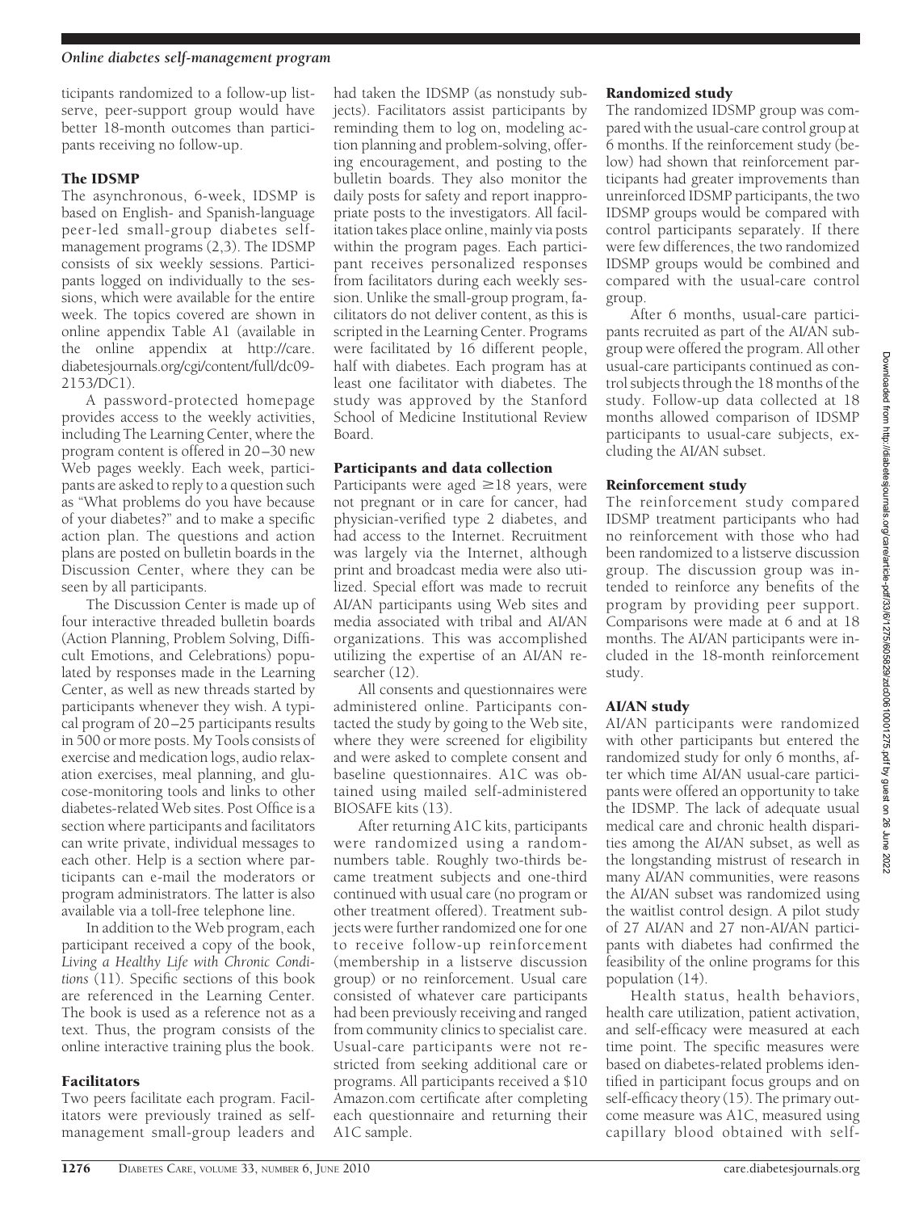ticipants randomized to a follow-up listserve, peer-support group would have better 18-month outcomes than participants receiving no follow-up.

### The IDSMP

The asynchronous, 6-week, IDSMP is based on English- and Spanish-language peer-led small-group diabetes self-management programs (2,3). The IDSMP consists of six weekly sessions. Participants logged on individually to the sessions, which were available for the entire week. The topics covered are shown in online appendix Table A1 (available in the online appendix at http://care.diabetesjournals.org/cgi/content/full/dc09-2153/DC1).

A password-protected homepage provides access to the weekly activities, including The Learning Center, where the program content is offered in 20–30 new Web pages weekly. Each week, participants are asked to reply to a question such as "What problems do you have because of your diabetes?" and to make a specific action plan. The questions and action plans are posted on bulletin boards in the Discussion Center, where they can be seen by all participants.

The Discussion Center is made up of four interactive threaded bulletin boards (Action Planning, Problem Solving, Difficult Emotions, and Celebrations) populated by responses made in the Learning Center, as well as new threads started by participants whenever they wish. A typical program of 20–25 participants results in 500 or more posts. My Tools consists of exercise and medication logs, audio relaxation exercises, meal planning, and glucose-monitoring tools and links to other diabetes-related Web sites. Post Office is a section where participants and facilitators can write private, individual messages to each other. Help is a section where participants can e-mail the moderators or program administrators. The latter is also available via a toll-free telephone line.

In addition to the Web program, each participant received a copy of the book, *Living a Healthy Life with Chronic Conditions* (11). Specific sections of this book are referenced in the Learning Center. The book is used as a reference not as a text. Thus, the program consists of the online interactive training plus the book.

### Facilitators

Two peers facilitate each program. Facilitators were previously trained as self-management small-group leaders and had taken the IDSMP (as nonstudy subjects). Facilitators assist participants by reminding them to log on, modeling action planning and problem-solving, offering encouragement, and posting to the bulletin boards. They also monitor the daily posts for safety and report inappropriate posts to the investigators. All facilitation takes place online, mainly via posts within the program pages. Each participant receives personalized responses from facilitators during each weekly session. Unlike the small-group program, facilitators do not deliver content, as this is scripted in the Learning Center. Programs were facilitated by 16 different people, half with diabetes. Each program has at least one facilitator with diabetes. The study was approved by the Stanford School of Medicine Institutional Review Board.

### Participants and data collection

Participants were aged ≥18 years, were not pregnant or in care for cancer, had physician-verified type 2 diabetes, and had access to the Internet. Recruitment was largely via the Internet, although print and broadcast media were also utilized. Special effort was made to recruit AI/AN participants using Web sites and media associated with tribal and AI/AN organizations. This was accomplished utilizing the expertise of an AI/AN researcher (12).

All consents and questionnaires were administered online. Participants contacted the study by going to the Web site, where they were screened for eligibility and were asked to complete consent and baseline questionnaires. A1C was obtained using mailed self-administered BIOSAFE kits (13).

After returning A1C kits, participants were randomized using a random-numbers table. Roughly two-thirds became treatment subjects and one-third continued with usual care (no program or other treatment offered). Treatment subjects were further randomized one for one to receive follow-up reinforcement (membership in a listserve discussion group) or no reinforcement. Usual care consisted of whatever care participants had been previously receiving and ranged from community clinics to specialist care. Usual-care participants were not restricted from seeking additional care or programs. All participants received a $10 Amazon.com certificate after completing each questionnaire and returning their A1C sample.

### Randomized study

The randomized IDSMP group was compared with the usual-care control group at 6 months. If the reinforcement study (below) had shown that reinforcement participants had greater improvements than unreinforced IDSMP participants, the two IDSMP groups would be compared with control participants separately. If there were few differences, the two randomized IDSMP groups would be combined and compared with the usual-care control group.

After 6 months, usual-care participants recruited as part of the AI/AN subgroup were offered the program. All other usual-care participants continued as control subjects through the 18 months of the study. Follow-up data collected at 18 months allowed comparison of IDSMP participants to usual-care subjects, excluding the AI/AN subset.

### Reinforcement study

The reinforcement study compared IDSMP treatment participants who had no reinforcement with those who had been randomized to a listserve discussion group. The discussion group was intended to reinforce any benefits of the program by providing peer support. Comparisons were made at 6 and at 18 months. The AI/AN participants were included in the 18-month reinforcement study.

### AI/AN study

AI/AN participants were randomized with other participants but entered the randomized study for only 6 months, after which time AI/AN usual-care participants were offered an opportunity to take the IDSMP. The lack of adequate usual medical care and chronic health disparities among the AI/AN subset, as well as the longstanding mistrust of research in many AI/AN communities, were reasons the AI/AN subset was randomized using the waitlist control design. A pilot study of 27 AI/AN and 27 non-AI/AN participants with diabetes had confirmed the feasibility of the online programs for this population (14).

Health status, health behaviors, health care utilization, patient activation, and self-efficacy were measured at each time point. The specific measures were based on diabetes-related problems identified in participant focus groups and on self-efficacy theory (15). The primary outcome measure was A1C, measured using capillary blood obtained with self-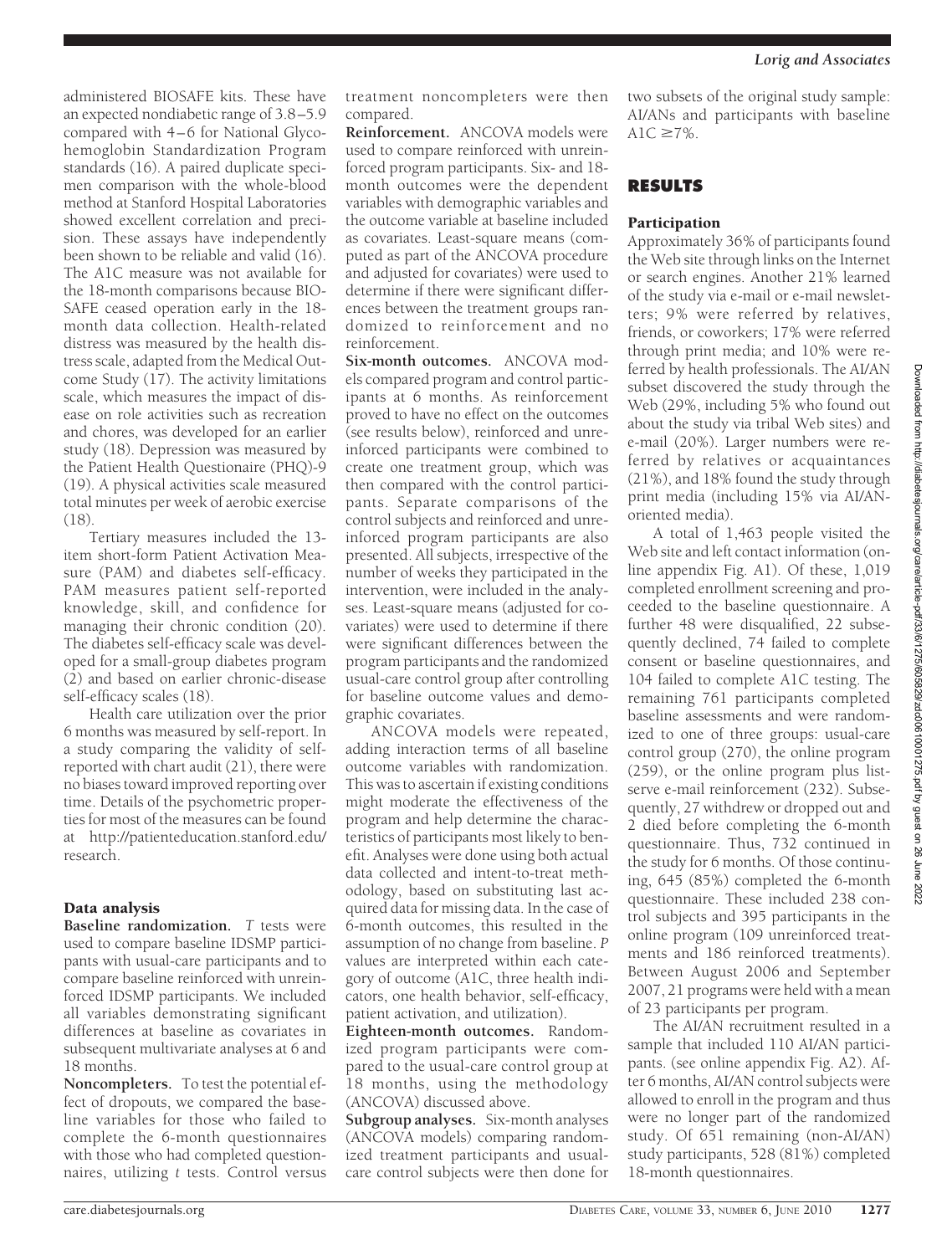administered BIOSAFE kits. These have an expected nondiabetic range of 3.8–5.9 compared with 4–6 for National Glycohemoglobin Standardization Program standards (16). A paired duplicate specimen comparison with the whole-blood method at Stanford Hospital Laboratories showed excellent correlation and precision. These assays have independently been shown to be reliable and valid (16). The A1C measure was not available for the 18-month comparisons because BIOSAFE ceased operation early in the 18-month data collection. Health-related distress was measured by the health distress scale, adapted from the Medical Outcome Study (17). The activity limitations scale, which measures the impact of disease on role activities such as recreation and chores, was developed for an earlier study (18). Depression was measured by the Patient Health Questionaire (PHQ)-9 (19). A physical activities scale measured total minutes per week of aerobic exercise (18).

Tertiary measures included the 13-item short-form Patient Activation Measure (PAM) and diabetes self-efficacy. PAM measures patient self-reported knowledge, skill, and confidence for managing their chronic condition (20). The diabetes self-efficacy scale was developed for a small-group diabetes program (2) and based on earlier chronic-disease self-efficacy scales (18).

Health care utilization over the prior 6 months was measured by self-report. In a study comparing the validity of self-reported with chart audit (21), there were no biases toward improved reporting over time. Details of the psychometric properties for most of the measures can be found at http://patienteducation.stanford.edu/research.

### Data analysis

**Baseline randomization.** *T* tests were used to compare baseline IDSMP participants with usual-care participants and to compare baseline reinforced with unreinforced IDSMP participants. We included all variables demonstrating significant differences at baseline as covariates in subsequent multivariate analyses at 6 and 18 months.

**Noncompleters.** To test the potential effect of dropouts, we compared the baseline variables for those who failed to complete the 6-month questionnaires with those who had completed questionnaires, utilizing *t* tests. Control versus treatment noncompleters were then compared.

**Reinforcement.** ANCOVA models were used to compare reinforced with unreinforced program participants. Six- and 18-month outcomes were the dependent variables with demographic variables and the outcome variable at baseline included as covariates. Least-square means (computed as part of the ANCOVA procedure and adjusted for covariates) were used to determine if there were significant differences between the treatment groups randomized to reinforcement and no reinforcement.

**Six-month outcomes.** ANCOVA models compared program and control participants at 6 months. As reinforcement proved to have no effect on the outcomes (see results below), reinforced and unreinforced participants were combined to create one treatment group, which was then compared with the control participants. Separate comparisons of the control subjects and reinforced and unreinforced program participants are also presented. All subjects, irrespective of the number of weeks they participated in the intervention, were included in the analyses. Least-square means (adjusted for covariates) were used to determine if there were significant differences between the program participants and the randomized usual-care control group after controlling for baseline outcome values and demographic covariates.

ANCOVA models were repeated, adding interaction terms of all baseline outcome variables with randomization. This was to ascertain if existing conditions might moderate the effectiveness of the program and help determine the characteristics of participants most likely to benefit. Analyses were done using both actual data collected and intent-to-treat methodology, based on substituting last acquired data for missing data. In the case of 6-month outcomes, this resulted in the assumption of no change from baseline. *P* values are interpreted within each category of outcome (A1C, three health indicators, one health behavior, self-efficacy, patient activation, and utilization).

**Eighteen-month outcomes.** Randomized program participants were compared to the usual-care control group at 18 months, using the methodology (ANCOVA) discussed above.

**Subgroup analyses.** Six-month analyses (ANCOVA models) comparing randomized treatment participants and usual-care control subjects were then done for two subsets of the original study sample: AI/ANs and participants with baseline A1C ≥7%.

## RESULTS

### Participation

Approximately 36% of participants found the Web site through links on the Internet or search engines. Another 21% learned of the study via e-mail or e-mail newsletters; 9% were referred by relatives, friends, or coworkers; 17% were referred through print media; and 10% were referred by health professionals. The AI/AN subset discovered the study through the Web (29%, including 5% who found out about the study via tribal Web sites) and e-mail (20%). Larger numbers were referred by relatives or acquaintances (21%), and 18% found the study through print media (including 15% via AI/AN-oriented media).

A total of 1,463 people visited the Web site and left contact information (online appendix Fig. A1). Of these, 1,019 completed enrollment screening and proceeded to the baseline questionnaire. A further 48 were disqualified, 22 subsequently declined, 74 failed to complete consent or baseline questionnaires, and 104 failed to complete A1C testing. The remaining 761 participants completed baseline assessments and were randomized to one of three groups: usual-care control group (270), the online program (259), or the online program plus listserve e-mail reinforcement (232). Subsequently, 27 withdrew or dropped out and 2 died before completing the 6-month questionnaire. Thus, 732 continued in the study for 6 months. Of those continuing, 645 (85%) completed the 6-month questionnaire. These included 238 control subjects and 395 participants in the online program (109 unreinforced treatments and 186 reinforced treatments). Between August 2006 and September 2007, 21 programs were held with a mean of 23 participants per program.

The AI/AN recruitment resulted in a sample that included 110 AI/AN participants. (see online appendix Fig. A2). After 6 months, AI/AN control subjects were allowed to enroll in the program and thus were no longer part of the randomized study. Of 651 remaining (non-AI/AN) study participants, 528 (81%) completed 18-month questionnaires.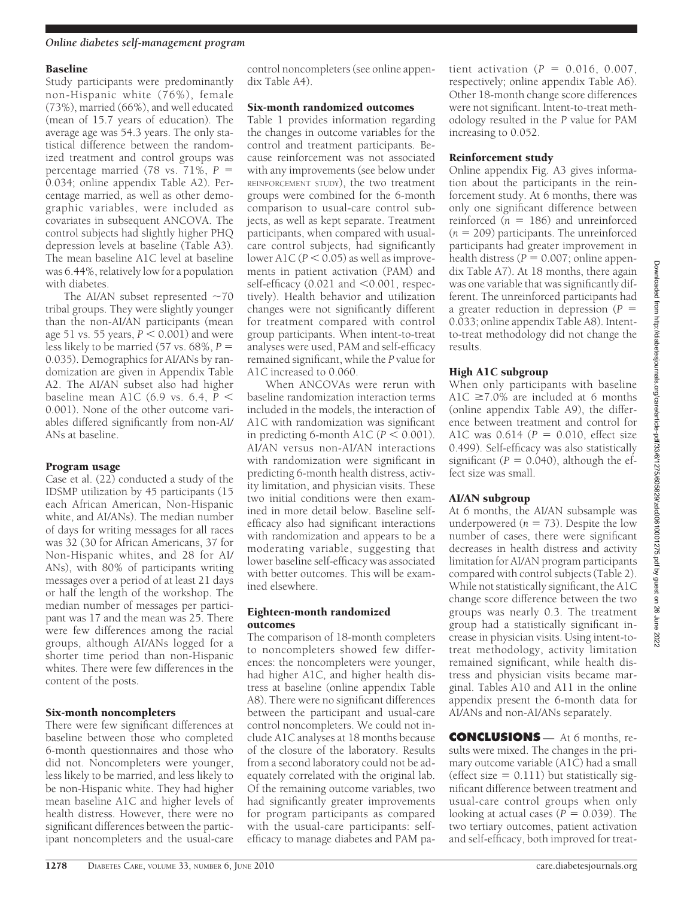### Baseline

Study participants were predominantly non-Hispanic white (76%), female (73%), married (66%), and well educated (mean of 15.7 years of education). The average age was 54.3 years. The only statistical difference between the randomized treatment and control groups was percentage married (78 vs. 71%, $P = 0.034$; online appendix Table A2). Percentage married, as well as other demographic variables, were included as covariates in subsequent ANCOVA. The control subjects had slightly higher PHQ depression levels at baseline (Table A3). The mean baseline A1C level at baseline was 6.44%, relatively low for a population with diabetes.

The AI/AN subset represented ~70 tribal groups. They were slightly younger than the non-AI/AN participants (mean age 51 vs. 55 years, $P < 0.001$) and were less likely to be married (57 vs. 68%, $P = 0.035$). Demographics for AI/ANs by randomization are given in Appendix Table A2. The AI/AN subset also had higher baseline mean A1C (6.9 vs. 6.4, $P < 0.001$). None of the other outcome variables differed significantly from non-AI/ANs at baseline.

### Program usage

Case et al. (22) conducted a study of the IDSMP utilization by 45 participants (15 each African American, Non-Hispanic white, and AI/ANs). The median number of days for writing messages for all races was 32 (30 for African Americans, 37 for Non-Hispanic whites, and 28 for AI/ANs), with 80% of participants writing messages over a period of at least 21 days or half the length of the workshop. The median number of messages per participant was 17 and the mean was 25. There were few differences among the racial groups, although AI/ANs logged for a shorter time period than non-Hispanic whites. There were few differences in the content of the posts.

### Six-month noncompleters

There were few significant differences at baseline between those who completed 6-month questionnaires and those who did not. Noncompleters were younger, less likely to be married, and less likely to be non-Hispanic white. They had higher mean baseline A1C and higher levels of health distress. However, there were no significant differences between the participant noncompleters and the usual-care control noncompleters (see online appendix Table A4).

### Six-month randomized outcomes

Table 1 provides information regarding the changes in outcome variables for the control and treatment participants. Because reinforcement was not associated with any improvements (see below under REINFORCEMENT STUDY), the two treatment groups were combined for the 6-month comparison to usual-care control subjects, as well as kept separate. Treatment participants, when compared with usual-care control subjects, had significantly lower A1C ($P < 0.05$) as well as improvements in patient activation (PAM) and self-efficacy (0.021 and $<0.001$, respectively). Health behavior and utilization changes were not significantly different for treatment compared with control group participants. When intent-to-treat analyses were used, PAM and self-efficacy remained significant, while the $P$ value for A1C increased to 0.060.

When ANCOVAs were rerun with baseline randomization interaction terms included in the models, the interaction of A1C with randomization was significant in predicting 6-month A1C ($P < 0.001$). AI/AN versus non-AI/AN interactions with randomization were significant in predicting 6-month health distress, activity limitation, and physician visits. These two initial conditions were then examined in more detail below. Baseline self-efficacy also had significant interactions with randomization and appears to be a moderating variable, suggesting that lower baseline self-efficacy was associated with better outcomes. This will be examined elsewhere.

### Eighteen-month randomized outcomes

The comparison of 18-month completers to noncompleters showed few differences: the noncompleters were younger, had higher A1C, and higher health distress at baseline (online appendix Table A8). There were no significant differences between the participant and usual-care control noncompleters. We could not include A1C analyses at 18 months because of the closure of the laboratory. Results from a second laboratory could not be adequately correlated with the original lab. Of the remaining outcome variables, two had significantly greater improvements for program participants as compared with the usual-care participants: self-efficacy to manage diabetes and PAM patient activation ($P = 0.016$, 0.007, respectively; online appendix Table A6). Other 18-month change score differences were not significant. Intent-to-treat methodology resulted in the $P$ value for PAM increasing to 0.052.

### Reinforcement study

Online appendix Fig. A3 gives information about the participants in the reinforcement study. At 6 months, there was only one significant difference between reinforced ($n = 186$) and unreinforced ($n = 209$) participants. The unreinforced participants had greater improvement in health distress ($P = 0.007$; online appendix Table A7). At 18 months, there again was one variable that was significantly different. The unreinforced participants had a greater reduction in depression ($P = 0.033$; online appendix Table A8). Intent-to-treat methodology did not change the results.

### High A1C subgroup

When only participants with baseline A1C ≥7.0% are included at 6 months (online appendix Table A9), the difference between treatment and control for A1C was 0.614 ($P = 0.010$, effect size 0.499). Self-efficacy was also statistically significant ($P = 0.040$), although the effect size was small.

### AI/AN subgroup

At 6 months, the AI/AN subsample was underpowered ($n = 73$). Despite the low number of cases, there were significant decreases in health distress and activity limitation for AI/AN program participants compared with control subjects (Table 2). While not statistically significant, the A1C change score difference between the two groups was nearly 0.3. The treatment group had a statistically significant increase in physician visits. Using intent-to-treat methodology, activity limitation remained significant, while health distress and physician visits became marginal. Tables A10 and A11 in the online appendix present the 6-month data for AI/ANs and non-AI/ANs separately.

## CONCLUSIONS

At 6 months, results were mixed. The changes in the primary outcome variable (A1C) had a small (effect size = 0.111) but statistically significant difference between treatment and usual-care control groups when only looking at actual cases ($P = 0.039$). The two tertiary outcomes, patient activation and self-efficacy, both improved for treat-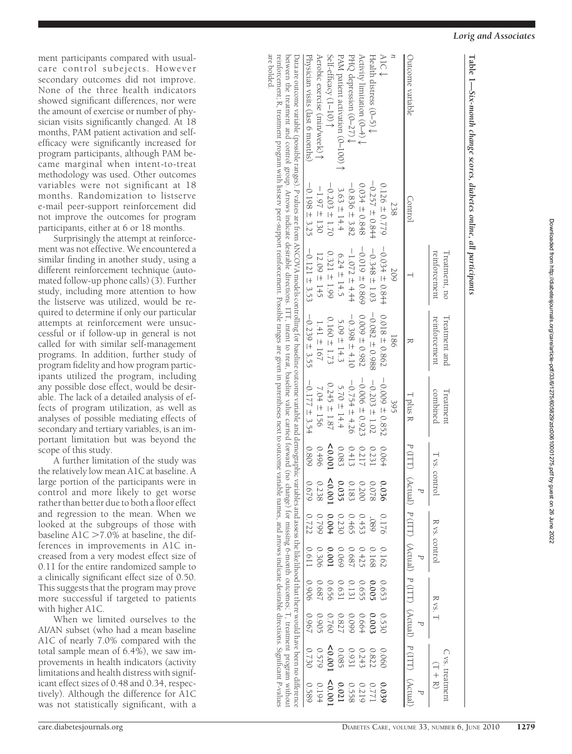ment participants compared with usual-care control subjects. However secondary outcomes did not improve. None of the three health indicators showed significant differences, nor were the amount of exercise or number of physician visits significantly changed. At 18 months, PAM patient activation and self-efficacy were significantly increased for program participants, although PAM became marginal when intent-to-treat methodology was used. Other outcomes variables were not significant at 18 months. Randomization to listserve e-mail peer-support reinforcement did not improve the outcomes for program participants, either at 6 or 18 months.

Surprisingly the attempt at reinforcement was not effective. We encountered a similar finding in another study, using a different reinforcement technique (automated follow-up phone calls) (3). Further study, including more attention to how the listserve was utilized, would be required to determine if only our particular attempts at reinforcement were unsuccessful or if follow-up in general is not called for with similar self-management programs. In addition, further study of program fidelity and how program participants utilized the program, including any possible dose effect, would be desirable. The lack of a detailed analysis of effects of program utilization, as well as analyses of possible mediating effects of secondary and tertiary variables, is an important limitation but was beyond the scope of this study.

A further limitation of the study was the relatively low mean A1C at baseline. A large portion of the participants were in control and more likely to get worse rather than better due to both a floor effect and regression to the mean. When we looked at the subgroups of those with baseline A1C >7.0% at baseline, the differences in improvements in A1C increased from a very modest effect size of 0.11 for the entire randomized sample to a clinically significant effect size of 0.50. This suggests that the program may prove more successful if targeted to patients with higher A1C.

When we limited ourselves to the AI/AN subset (who had a mean baseline A1C of nearly 7.0% compared with the total sample mean of 6.4%), we saw improvements in health indicators (activity limitations and health distress with significant effect sizes of 0.48 and 0.34, respectively). Although the difference for A1C was not statistically significant, with a

**Table 1—Six-month change scores, diabetes online, all participants**

| Outcome variable | Control | Treatment, no reinforcement | Treatment and reinforcement | Treatment combined | T vs. control | | R vs. control | | R vs. T | | C vs. treatment (T + R) | |
|---|---|---|---|---|---|---|---|---|---|---|---|---|
| | | T | R | T plus R | *P* (ITT) | *P* (Actual) | *P* (ITT) | *P* (Actual) | *P* (ITT) | *P* (Actual) | *P* (ITT) | *P* (Actual) |
| *n* | 238 | 209 | 186 | 395 | | | | | | | | |
| A1C ↓ | 0.126 ± 0.779 | −0.034 ± 0.844 | 0.018 ± 0.862 | −0.009 ± 0.852 | 0.064 | **0.036** | 0.176 | 0.162 | 0.653 | 0.530 | 0.060 | **0.039** |
| Health distress (0–5) ↓ | −0.257 ± 0.844 | −0.348 ± 1.03 | −0.082 ± 0.988 | −0.203 ± 1.02 | 0.231 | 0.078 | .089 | 0.168 | **0.005** | **0.003** | 0.822 | 0.771 |
| Activity limitation (0–4) ↓ | 0.034 ± 0.848 | −0.019 ± 0.869 | 0.009 ± 0.982 | −0.006 ± 0.923 | 0.217 | 0.200 | 0.453 | 0.425 | 0.655 | 0.664 | 0.243 | 0.219 |
| PHQ depression (0–27) ↓ | −0.836 ± 3.82 | −1.072 ± 4.44 | −0.398 ± 4.10 | −0.754 ± 4.26 | 0.413 | 0.183 | 0.465 | 0.687 | 0.131 | 0.099 | 0.931 | 0.558 |
| PAM patient activation (0–100) ↑ | 3.63 ± 14.4 | 6.24 ± 14.5 | 5.09 ± 14.3 | 5.70 ± 14.4 | 0.083 | **0.035** | 0.230 | 0.069 | 0.631 | 0.827 | 0.085 | **0.021** |
| Self-efficacy (1–10) ↑ | −0.203 ± 1.70 | 0.321 ± 1.99 | 0.160 ± 1.73 | 0.245 ± 1.87 | **<0.001** | **<0.001** | **0.004** | **0.001** | 0.656 | 0.760 | **<0.001** | **<0.001** |
| Aerobic exercise (min/week) ↑ | −1.97 ± 130 | 12.09 ± 145 | 1.41 ± 167 | 7.04 ± 156 | 0.496 | 0.238 | 0.799 | 0.306 | 0.687 | 0.905 | 0.579 | 0.194 |
| Physician visits (last 6 months) | −0.198 ± 3.25 | −0.121 ± 3.53 | −0.239 ± 3.55 | −0.177 ± 3.54 | 0.809 | 0.679 | 0.722 | 0.611 | 0.906 | 0.967 | 0.730 | 0.589 |

Data are outcome variable (possible ranges). *P* values are from ANCOVA models controlling for baseline outcome variable and demographic variables and assess the likelihood that there would have been no difference between the treatment and control group. Arrows indicate desirable directions. ITT, intent to treat, baseline value carried forward (no change) for missing 6-month outcomes; T, treatment program without reinforcement; R, treatment program with listserv peer-support reinforcement. Possible ranges are given in parentheses next to outcome variable names, and arrows indicate desirable directions. Significant *P*-values are bolded.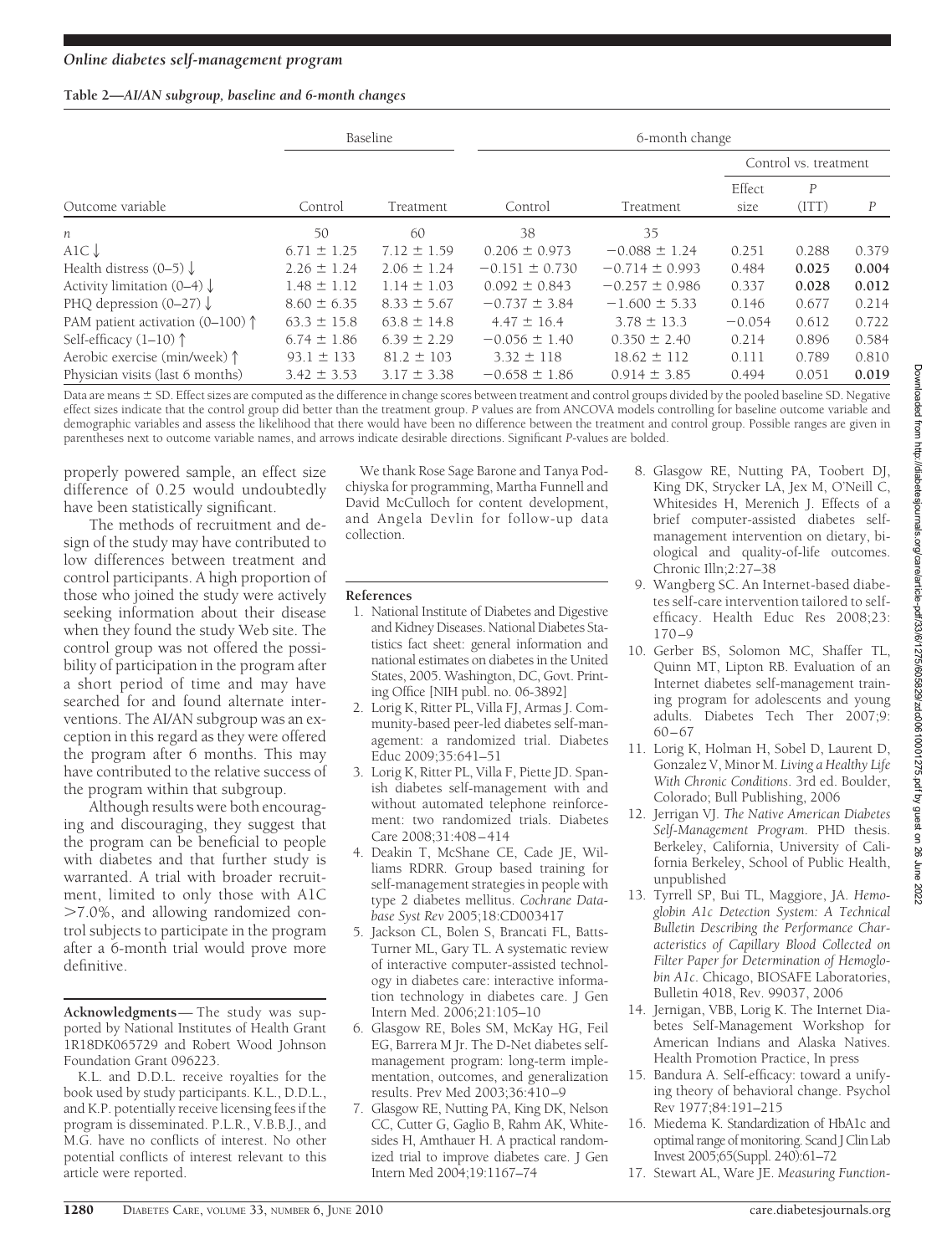**Table 2—AI/AN subgroup, baseline and 6-month changes**

| Outcome variable | Baseline | | 6-month change | | | | |
|---|---|---|---|---|---|---|---|
| | | | | | Control vs. treatment | | |
| | Control | Treatment | Control | Treatment | Effect size | *P* (ITT) | *P* |
| *n* | 50 | 60 | 38 | 35 | | | |
| A1C ↓ | 6.71 ± 1.25 | 7.12 ± 1.59 | 0.206 ± 0.973 | −0.088 ± 1.24 | 0.251 | 0.288 | 0.379 |
| Health distress (0–5) ↓ | 2.26 ± 1.24 | 2.06 ± 1.24 | −0.151 ± 0.730 | −0.714 ± 0.993 | 0.484 | **0.025** | **0.004** |
| Activity limitation (0–4) ↓ | 1.48 ± 1.12 | 1.14 ± 1.03 | 0.092 ± 0.843 | −0.257 ± 0.986 | 0.337 | **0.028** | **0.012** |
| PHQ depression (0–27) ↓ | 8.60 ± 6.35 | 8.33 ± 5.67 | −0.737 ± 3.84 | −1.600 ± 5.33 | 0.146 | 0.677 | 0.214 |
| PAM patient activation (0–100) ↑ | 63.3 ± 15.8 | 63.8 ± 14.8 | 4.47 ± 16.4 | 3.78 ± 13.3 | −0.054 | 0.612 | 0.722 |
| Self-efficacy (1–10) ↑ | 6.74 ± 1.86 | 6.39 ± 2.29 | −0.056 ± 1.40 | 0.350 ± 2.40 | 0.214 | 0.896 | 0.584 |
| Aerobic exercise (min/week) ↑ | 93.1 ± 133 | 81.2 ± 103 | 3.32 ± 118 | 18.62 ± 112 | 0.111 | 0.789 | 0.810 |
| Physician visits (last 6 months) | 3.42 ± 3.53 | 3.17 ± 3.38 | −0.658 ± 1.86 | 0.914 ± 3.85 | 0.494 | 0.051 | **0.019** |

Data are means ± SD. Effect sizes are computed as the difference in change scores between treatment and control groups divided by the pooled baseline SD. Negative effect sizes indicate that the control group did better than the treatment group. *P* values are from ANCOVA models controlling for baseline outcome variable and demographic variables and assess the likelihood that there would have been no difference between the treatment and control group. Possible ranges are given in parentheses next to outcome variable names, and arrows indicate desirable directions. Significant *P*-values are bolded.

properly powered sample, an effect size difference of 0.25 would undoubtedly have been statistically significant.

The methods of recruitment and design of the study may have contributed to low differences between treatment and control participants. A high proportion of those who joined the study were actively seeking information about their disease when they found the study Web site. The control group was not offered the possibility of participation in the program after a short period of time and may have searched for and found alternate interventions. The AI/AN subgroup was an exception in this regard as they were offered the program after 6 months. This may have contributed to the relative success of the program within that subgroup.

Although results were both encouraging and discouraging, they suggest that the program can be beneficial to people with diabetes and that further study is warranted. A trial with broader recruitment, limited to only those with A1C >7.0%, and allowing randomized control subjects to participate in the program after a 6-month trial would prove more definitive.

**Acknowledgments**— The study was supported by National Institutes of Health Grant 1R18DK065729 and Robert Wood Johnson Foundation Grant 096223.

K.L. and D.D.L. receive royalties for the book used by study participants. K.L., D.D.L., and K.P. potentially receive licensing fees if the program is disseminated. P.L.R., V.B.B.J., and M.G. have no conflicts of interest. No other potential conflicts of interest relevant to this article were reported.

We thank Rose Sage Barone and Tanya Podchiyska for programming, Martha Funnell and David McCulloch for content development, and Angela Devlin for follow-up data collection.

## References

1. National Institute of Diabetes and Digestive and Kidney Diseases. National Diabetes Statistics fact sheet: general information and national estimates on diabetes in the United States, 2005. Washington, DC, Govt. Printing Office [NIH publ. no. 06-3892]
2. Lorig K, Ritter PL, Villa FJ, Armas J. Community-based peer-led diabetes self-management: a randomized trial. Diabetes Educ 2009;35:641–51
3. Lorig K, Ritter PL, Villa F, Piette JD. Spanish diabetes self-management with and without automated telephone reinforcement: two randomized trials. Diabetes Care 2008;31:408–414
4. Deakin T, McShane CE, Cade JE, Williams RDRR. Group based training for self-management strategies in people with type 2 diabetes mellitus. *Cochrane Database Syst Rev* 2005;18:CD003417
5. Jackson CL, Bolen S, Brancati FL, Batts-Turner ML, Gary TL. A systematic review of interactive computer-assisted technology in diabetes care: interactive information technology in diabetes care. J Gen Intern Med. 2006;21:105–10
6. Glasgow RE, Boles SM, McKay HG, Feil EG, Barrera M Jr. The D-Net diabetes self-management program: long-term implementation, outcomes, and generalization results. Prev Med 2003;36:410–9
7. Glasgow RE, Nutting PA, King DK, Nelson CC, Cutter G, Gaglio B, Rahm AK, Whitesides H, Amthauer H. A practical randomized trial to improve diabetes care. J Gen Intern Med 2004;19:1167–74
8. Glasgow RE, Nutting PA, Toobert DJ, King DK, Strycker LA, Jex M, O'Neill C, Whitesides H, Merenich J. Effects of a brief computer-assisted diabetes self-management intervention on dietary, biological and quality-of-life outcomes. Chronic Illn;2:27–38
9. Wangberg SC. An Internet-based diabetes self-care intervention tailored to self-efficacy. Health Educ Res 2008;23:170–9
10. Gerber BS, Solomon MC, Shaffer TL, Quinn MT, Lipton RB. Evaluation of an Internet diabetes self-management training program for adolescents and young adults. Diabetes Tech Ther 2007;9:60–67
11. Lorig K, Holman H, Sobel D, Laurent D, Gonzalez V, Minor M. *Living a Healthy Life With Chronic Conditions*. 3rd ed. Boulder, Colorado; Bull Publishing, 2006
12. Jerrigan VJ. *The Native American Diabetes Self-Management Program*. PHD thesis. Berkeley, California, University of California Berkeley, School of Public Health, unpublished
13. Tyrrell SP, Bui TL, Maggiore, JA. *Hemoglobin A1c Detection System: A Technical Bulletin Describing the Performance Characteristics of Capillary Blood Collected on Filter Paper for Determination of Hemoglobin A1c*. Chicago, BIOSAFE Laboratories, Bulletin 4018, Rev. 99037, 2006
14. Jernigan, VBB, Lorig K. The Internet Diabetes Self-Management Workshop for American Indians and Alaska Natives. Health Promotion Practice, In press
15. Bandura A. Self-efficacy: toward a unifying theory of behavioral change. Psychol Rev 1977;84:191–215
16. Miedema K. Standardization of HbA1c and optimal range of monitoring. Scand J Clin Lab Invest 2005;65(Suppl. 240):61–72
17. Stewart AL, Ware JE. *Measuring Function-*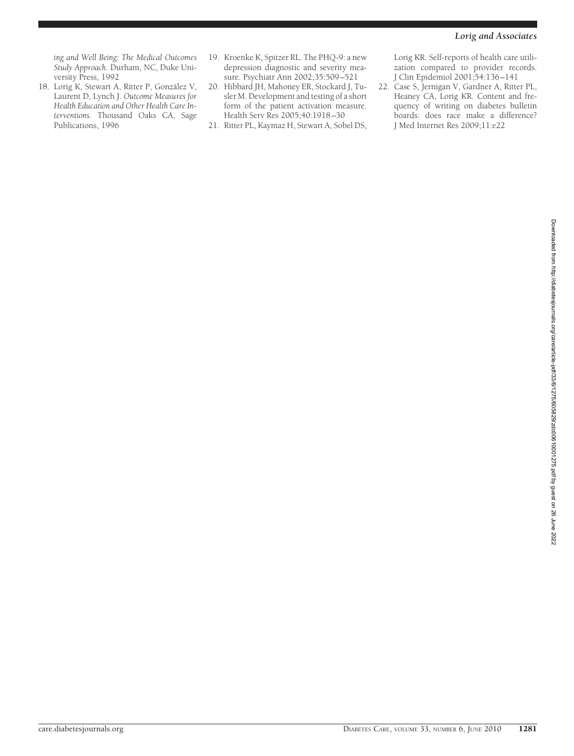*ing and Well Being: The Medical Outcomes Study Approach*. Durham, NC, Duke University Press, 1992

18. Lorig K, Stewart A, Ritter P, González V, Laurent D, Lynch J. *Outcome Measures for Health Education and Other Health Care Interventions.* Thousand Oaks CA, Sage Publications, 1996
19. Kroenke K, Spitzer RL. The PHQ-9: a new depression diagnostic and severity measure. Psychiatr Ann 2002;35:509–521
20. Hibbard JH, Mahoney ER, Stockard J, Tusler M. Development and testing of a short form of the patient activation measure. Health Serv Res 2005;40:1918–30
21. Ritter PL, Kaymaz H, Stewart A, Sobel DS, Lorig KR. Self-reports of health care utilization compared to provider records. J Clin Epidemiol 2001;54:136–141
22. Case S, Jernigan V, Gardner A, Ritter PL, Heaney CA, Lorig KR. Content and frequency of writing on diabetes bulletin boards: does race make a difference? J Med Internet Res 2009;11:e22